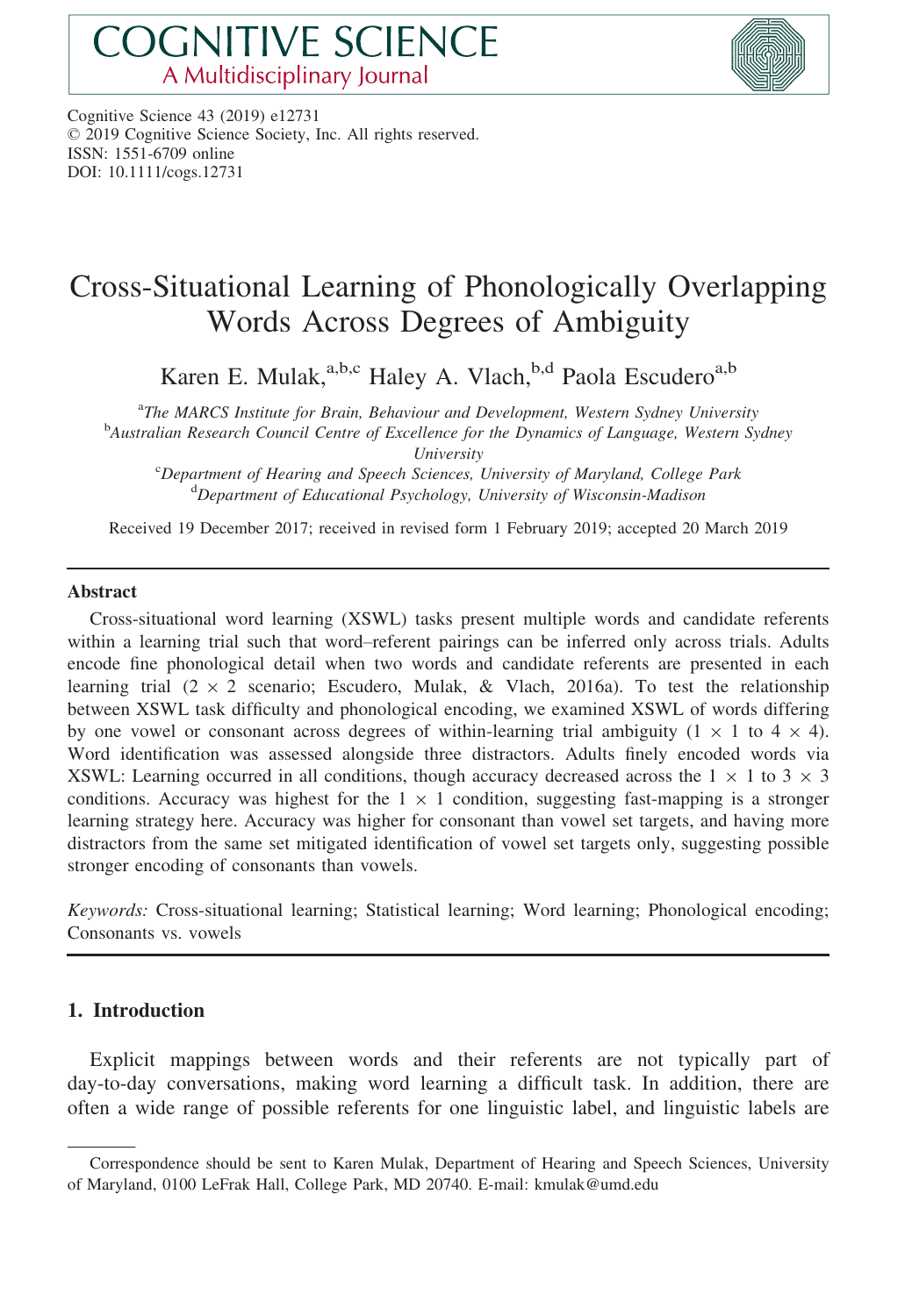Cognitive Science 43 (2019) e12731
© 2019 Cognitive Science Society, Inc. All rights reserved.
ISSN: 1551-6709 online
DOI: 10.1111/cogs.12731

# Cross-Situational Learning of Phonologically Overlapping Words Across Degrees of Ambiguity

Karen E. Mulak,[a,b,c] Haley A. Vlach,[b,d] Paola Escudero[a,b]

[a]*The MARCS Institute for Brain, Behaviour and Development, Western Sydney University*
[b]*Australian Research Council Centre of Excellence for the Dynamics of Language, Western Sydney University*
[c]*Department of Hearing and Speech Sciences, University of Maryland, College Park*
[d]*Department of Educational Psychology, University of Wisconsin-Madison*

Received 19 December 2017; received in revised form 1 February 2019; accepted 20 March 2019

## Abstract

Cross-situational word learning (XSWL) tasks present multiple words and candidate referents within a learning trial such that word–referent pairings can be inferred only across trials. Adults encode fine phonological detail when two words and candidate referents are presented in each learning trial ($2 \times 2$ scenario; Escudero, Mulak, & Vlach, 2016a). To test the relationship between XSWL task difficulty and phonological encoding, we examined XSWL of words differing by one vowel or consonant across degrees of within-learning trial ambiguity ($1 \times 1$ to $4 \times 4$). Word identification was assessed alongside three distractors. Adults finely encoded words via XSWL: Learning occurred in all conditions, though accuracy decreased across the $1 \times 1$ to $3 \times 3$ conditions. Accuracy was highest for the $1 \times 1$ condition, suggesting fast-mapping is a stronger learning strategy here. Accuracy was higher for consonant than vowel set targets, and having more distractors from the same set mitigated identification of vowel set targets only, suggesting possible stronger encoding of consonants than vowels.

*Keywords:* Cross-situational learning; Statistical learning; Word learning; Phonological encoding; Consonants vs. vowels

## 1. Introduction

Explicit mappings between words and their referents are not typically part of day-to-day conversations, making word learning a difficult task. In addition, there are often a wide range of possible referents for one linguistic label, and linguistic labels are

Correspondence should be sent to Karen Mulak, Department of Hearing and Speech Sciences, University of Maryland, 0100 LeFrak Hall, College Park, MD 20740. E-mail: kmulak@umd.edu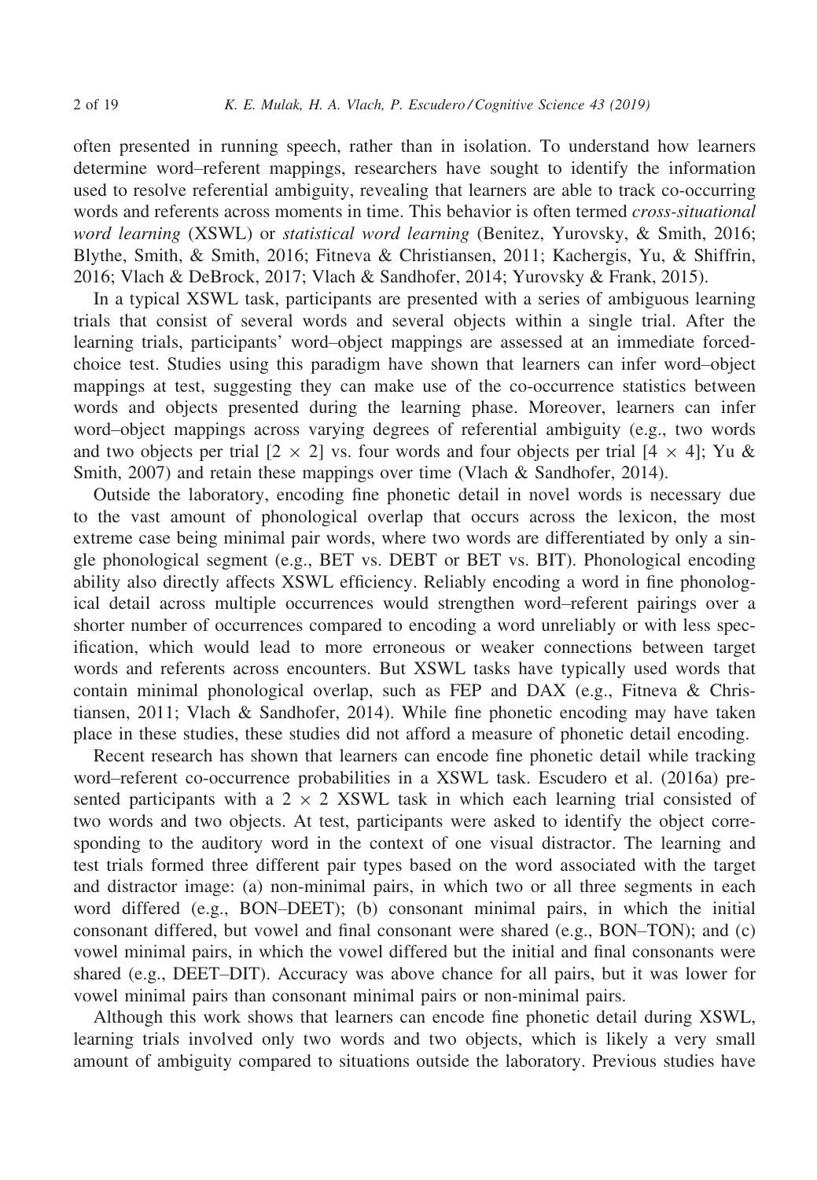often presented in running speech, rather than in isolation. To understand how learners determine word–referent mappings, researchers have sought to identify the information used to resolve referential ambiguity, revealing that learners are able to track co-occurring words and referents across moments in time. This behavior is often termed *cross-situational word learning* (XSWL) or *statistical word learning* (Benitez, Yurovsky, & Smith, 2016; Blythe, Smith, & Smith, 2016; Fitneva & Christiansen, 2011; Kachergis, Yu, & Shiffrin, 2016; Vlach & DeBrock, 2017; Vlach & Sandhofer, 2014; Yurovsky & Frank, 2015).

In a typical XSWL task, participants are presented with a series of ambiguous learning trials that consist of several words and several objects within a single trial. After the learning trials, participants' word–object mappings are assessed at an immediate forced-choice test. Studies using this paradigm have shown that learners can infer word–object mappings at test, suggesting they can make use of the co-occurrence statistics between words and objects presented during the learning phase. Moreover, learners can infer word–object mappings across varying degrees of referential ambiguity (e.g., two words and two objects per trial [$2 \times 2$] vs. four words and four objects per trial [$4 \times 4$]; Yu & Smith, 2007) and retain these mappings over time (Vlach & Sandhofer, 2014).

Outside the laboratory, encoding fine phonetic detail in novel words is necessary due to the vast amount of phonological overlap that occurs across the lexicon, the most extreme case being minimal pair words, where two words are differentiated by only a single phonological segment (e.g., BET vs. DEBT or BET vs. BIT). Phonological encoding ability also directly affects XSWL efficiency. Reliably encoding a word in fine phonological detail across multiple occurrences would strengthen word–referent pairings over a shorter number of occurrences compared to encoding a word unreliably or with less specification, which would lead to more erroneous or weaker connections between target words and referents across encounters. But XSWL tasks have typically used words that contain minimal phonological overlap, such as FEP and DAX (e.g., Fitneva & Christiansen, 2011; Vlach & Sandhofer, 2014). While fine phonetic encoding may have taken place in these studies, these studies did not afford a measure of phonetic detail encoding.

Recent research has shown that learners can encode fine phonetic detail while tracking word–referent co-occurrence probabilities in a XSWL task. Escudero et al. (2016a) presented participants with a $2 \times 2$ XSWL task in which each learning trial consisted of two words and two objects. At test, participants were asked to identify the object corresponding to the auditory word in the context of one visual distractor. The learning and test trials formed three different pair types based on the word associated with the target and distractor image: (a) non-minimal pairs, in which two or all three segments in each word differed (e.g., BON–DEET); (b) consonant minimal pairs, in which the initial consonant differed, but vowel and final consonant were shared (e.g., BON–TON); and (c) vowel minimal pairs, in which the vowel differed but the initial and final consonants were shared (e.g., DEET–DIT). Accuracy was above chance for all pairs, but it was lower for vowel minimal pairs than consonant minimal pairs or non-minimal pairs.

Although this work shows that learners can encode fine phonetic detail during XSWL, learning trials involved only two words and two objects, which is likely a very small amount of ambiguity compared to situations outside the laboratory. Previous studies have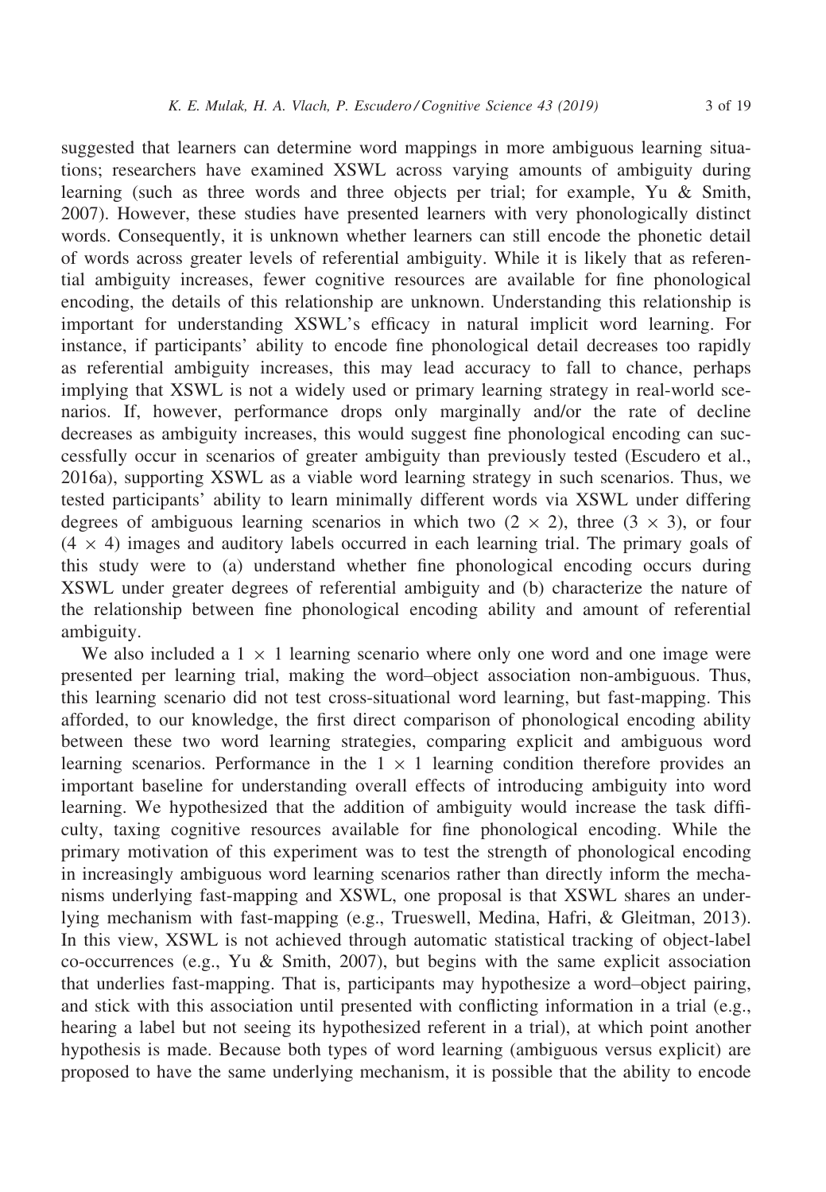suggested that learners can determine word mappings in more ambiguous learning situations; researchers have examined XSWL across varying amounts of ambiguity during learning (such as three words and three objects per trial; for example, Yu & Smith, 2007). However, these studies have presented learners with very phonologically distinct words. Consequently, it is unknown whether learners can still encode the phonetic detail of words across greater levels of referential ambiguity. While it is likely that as referential ambiguity increases, fewer cognitive resources are available for fine phonological encoding, the details of this relationship are unknown. Understanding this relationship is important for understanding XSWL's efficacy in natural implicit word learning. For instance, if participants' ability to encode fine phonological detail decreases too rapidly as referential ambiguity increases, this may lead accuracy to fall to chance, perhaps implying that XSWL is not a widely used or primary learning strategy in real-world scenarios. If, however, performance drops only marginally and/or the rate of decline decreases as ambiguity increases, this would suggest fine phonological encoding can successfully occur in scenarios of greater ambiguity than previously tested (Escudero et al., 2016a), supporting XSWL as a viable word learning strategy in such scenarios. Thus, we tested participants' ability to learn minimally different words via XSWL under differing degrees of ambiguous learning scenarios in which two ($2 \times 2$), three ($3 \times 3$), or four ($4 \times 4$) images and auditory labels occurred in each learning trial. The primary goals of this study were to (a) understand whether fine phonological encoding occurs during XSWL under greater degrees of referential ambiguity and (b) characterize the nature of the relationship between fine phonological encoding ability and amount of referential ambiguity.

We also included a $1 \times 1$ learning scenario where only one word and one image were presented per learning trial, making the word–object association non-ambiguous. Thus, this learning scenario did not test cross-situational word learning, but fast-mapping. This afforded, to our knowledge, the first direct comparison of phonological encoding ability between these two word learning strategies, comparing explicit and ambiguous word learning scenarios. Performance in the $1 \times 1$ learning condition therefore provides an important baseline for understanding overall effects of introducing ambiguity into word learning. We hypothesized that the addition of ambiguity would increase the task difficulty, taxing cognitive resources available for fine phonological encoding. While the primary motivation of this experiment was to test the strength of phonological encoding in increasingly ambiguous word learning scenarios rather than directly inform the mechanisms underlying fast-mapping and XSWL, one proposal is that XSWL shares an underlying mechanism with fast-mapping (e.g., Trueswell, Medina, Hafri, & Gleitman, 2013). In this view, XSWL is not achieved through automatic statistical tracking of object-label co-occurrences (e.g., Yu & Smith, 2007), but begins with the same explicit association that underlies fast-mapping. That is, participants may hypothesize a word–object pairing, and stick with this association until presented with conflicting information in a trial (e.g., hearing a label but not seeing its hypothesized referent in a trial), at which point another hypothesis is made. Because both types of word learning (ambiguous versus explicit) are proposed to have the same underlying mechanism, it is possible that the ability to encode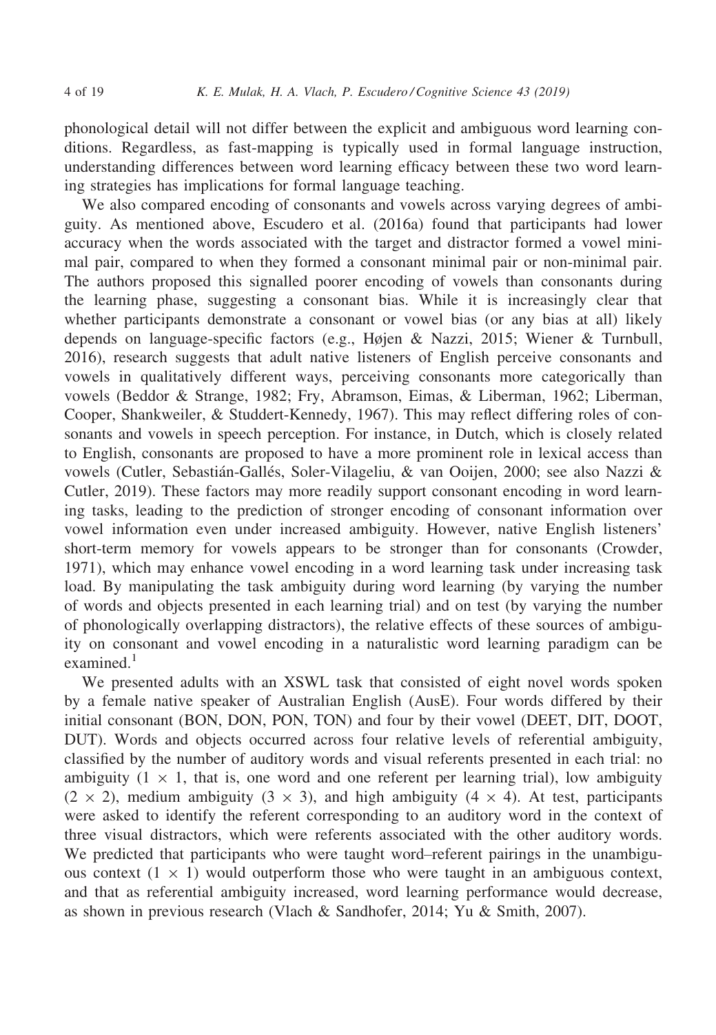phonological detail will not differ between the explicit and ambiguous word learning conditions. Regardless, as fast-mapping is typically used in formal language instruction, understanding differences between word learning efficacy between these two word learning strategies has implications for formal language teaching.

We also compared encoding of consonants and vowels across varying degrees of ambiguity. As mentioned above, Escudero et al. (2016a) found that participants had lower accuracy when the words associated with the target and distractor formed a vowel minimal pair, compared to when they formed a consonant minimal pair or non-minimal pair. The authors proposed this signalled poorer encoding of vowels than consonants during the learning phase, suggesting a consonant bias. While it is increasingly clear that whether participants demonstrate a consonant or vowel bias (or any bias at all) likely depends on language-specific factors (e.g., Højen & Nazzi, 2015; Wiener & Turnbull, 2016), research suggests that adult native listeners of English perceive consonants and vowels in qualitatively different ways, perceiving consonants more categorically than vowels (Beddor & Strange, 1982; Fry, Abramson, Eimas, & Liberman, 1962; Liberman, Cooper, Shankweiler, & Studdert-Kennedy, 1967). This may reflect differing roles of consonants and vowels in speech perception. For instance, in Dutch, which is closely related to English, consonants are proposed to have a more prominent role in lexical access than vowels (Cutler, Sebastián-Gallés, Soler-Vilageliu, & van Ooijen, 2000; see also Nazzi & Cutler, 2019). These factors may more readily support consonant encoding in word learning tasks, leading to the prediction of stronger encoding of consonant information over vowel information even under increased ambiguity. However, native English listeners' short-term memory for vowels appears to be stronger than for consonants (Crowder, 1971), which may enhance vowel encoding in a word learning task under increasing task load. By manipulating the task ambiguity during word learning (by varying the number of words and objects presented in each learning trial) and on test (by varying the number of phonologically overlapping distractors), the relative effects of these sources of ambiguity on consonant and vowel encoding in a naturalistic word learning paradigm can be examined.[1]

We presented adults with an XSWL task that consisted of eight novel words spoken by a female native speaker of Australian English (AusE). Four words differed by their initial consonant (BON, DON, PON, TON) and four by their vowel (DEET, DIT, DOOT, DUT). Words and objects occurred across four relative levels of referential ambiguity, classified by the number of auditory words and visual referents presented in each trial: no ambiguity ($1 \times 1$, that is, one word and one referent per learning trial), low ambiguity ($2 \times 2$), medium ambiguity ($3 \times 3$), and high ambiguity ($4 \times 4$). At test, participants were asked to identify the referent corresponding to an auditory word in the context of three visual distractors, which were referents associated with the other auditory words. We predicted that participants who were taught word–referent pairings in the unambiguous context ($1 \times 1$) would outperform those who were taught in an ambiguous context, and that as referential ambiguity increased, word learning performance would decrease, as shown in previous research (Vlach & Sandhofer, 2014; Yu & Smith, 2007).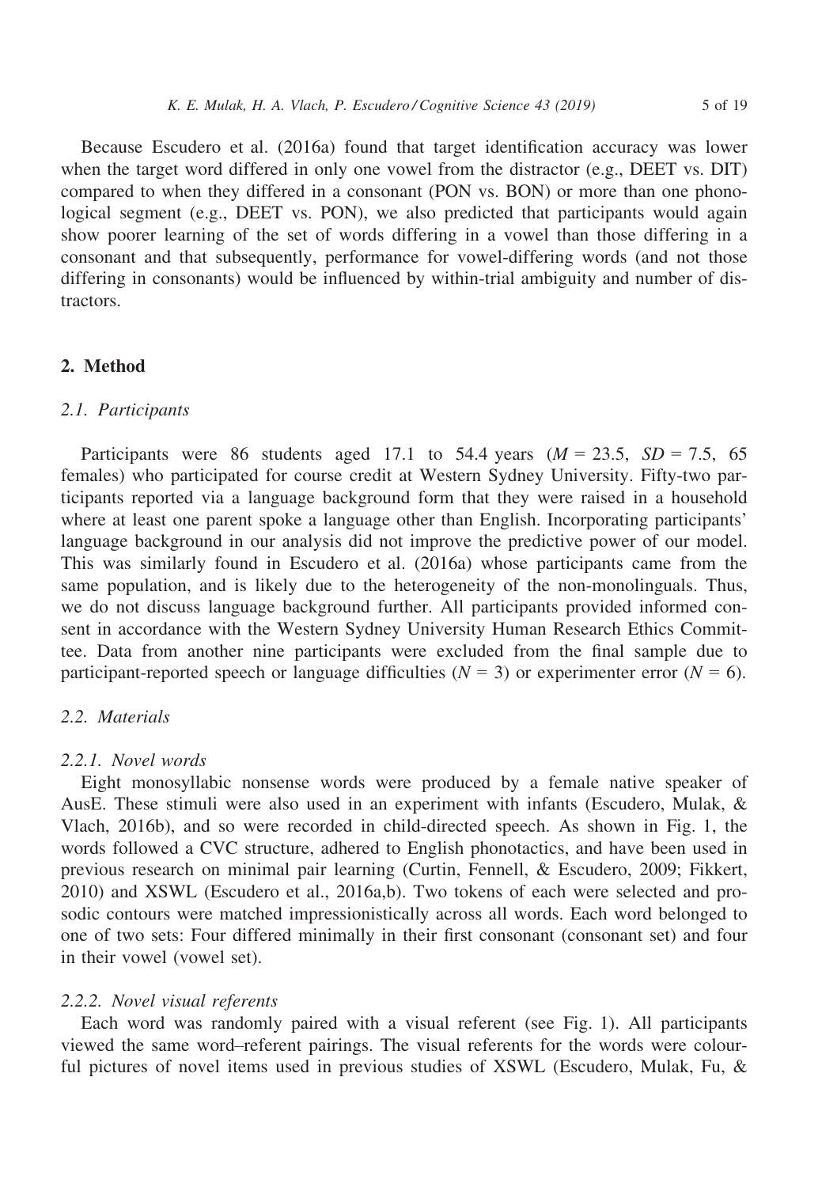Because Escudero et al. (2016a) found that target identification accuracy was lower when the target word differed in only one vowel from the distractor (e.g., DEET vs. DIT) compared to when they differed in a consonant (PON vs. BON) or more than one phonological segment (e.g., DEET vs. PON), we also predicted that participants would again show poorer learning of the set of words differing in a vowel than those differing in a consonant and that subsequently, performance for vowel-differing words (and not those differing in consonants) would be influenced by within-trial ambiguity and number of distractors.

## 2. Method

### 2.1. Participants

Participants were 86 students aged 17.1 to 54.4 years ($M$ = 23.5, $SD$ = 7.5, 65 females) who participated for course credit at Western Sydney University. Fifty-two participants reported via a language background form that they were raised in a household where at least one parent spoke a language other than English. Incorporating participants' language background in our analysis did not improve the predictive power of our model. This was similarly found in Escudero et al. (2016a) whose participants came from the same population, and is likely due to the heterogeneity of the non-monolinguals. Thus, we do not discuss language background further. All participants provided informed consent in accordance with the Western Sydney University Human Research Ethics Committee. Data from another nine participants were excluded from the final sample due to participant-reported speech or language difficulties ($N$ = 3) or experimenter error ($N$ = 6).

### 2.2. Materials

#### 2.2.1. Novel words

Eight monosyllabic nonsense words were produced by a female native speaker of AusE. These stimuli were also used in an experiment with infants (Escudero, Mulak, & Vlach, 2016b), and so were recorded in child-directed speech. As shown in Fig. 1, the words followed a CVC structure, adhered to English phonotactics, and have been used in previous research on minimal pair learning (Curtin, Fennell, & Escudero, 2009; Fikkert, 2010) and XSWL (Escudero et al., 2016a,b). Two tokens of each were selected and prosodic contours were matched impressionistically across all words. Each word belonged to one of two sets: Four differed minimally in their first consonant (consonant set) and four in their vowel (vowel set).

#### 2.2.2. Novel visual referents

Each word was randomly paired with a visual referent (see Fig. 1). All participants viewed the same word–referent pairings. The visual referents for the words were colourful pictures of novel items used in previous studies of XSWL (Escudero, Mulak, Fu, &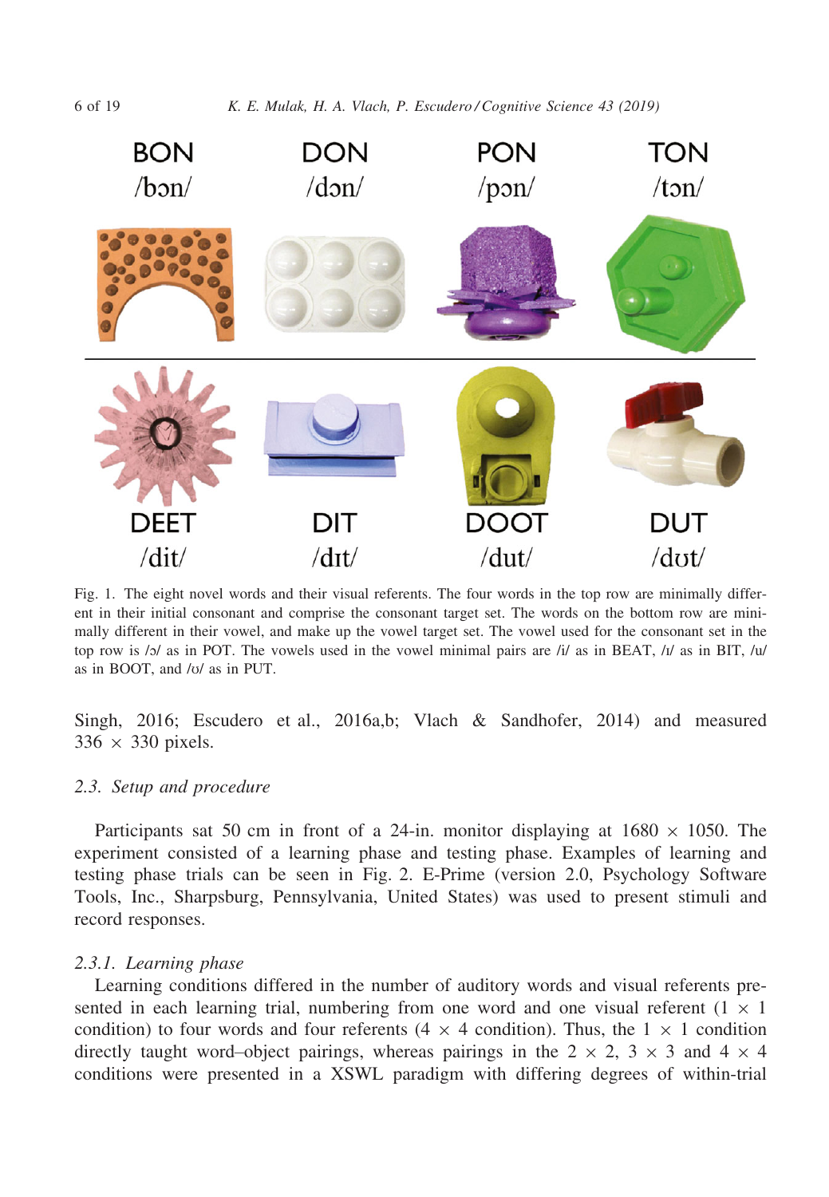BON /bɔn/ DON /dɔn/ PON /pɔn/ TON /tɔn/

DEET /dit/ DIT /dɪt/ DOOT /dut/ DUT /dʊt/

Fig. 1. The eight novel words and their visual referents. The four words in the top row are minimally different in their initial consonant and comprise the consonant target set. The words on the bottom row are minimally different in their vowel, and make up the vowel target set. The vowel used for the consonant set in the top row is /ɔ/ as in POT. The vowels used in the vowel minimal pairs are /i/ as in BEAT, /ɪ/ as in BIT, /u/ as in BOOT, and /ʊ/ as in PUT.

Singh, 2016; Escudero et al., 2016a,b; Vlach & Sandhofer, 2014) and measured 336 × 330 pixels.

### 2.3. Setup and procedure

Participants sat 50 cm in front of a 24-in. monitor displaying at 1680 × 1050. The experiment consisted of a learning phase and testing phase. Examples of learning and testing phase trials can be seen in Fig. 2. E-Prime (version 2.0, Psychology Software Tools, Inc., Sharpsburg, Pennsylvania, United States) was used to present stimuli and record responses.

#### 2.3.1. Learning phase

Learning conditions differed in the number of auditory words and visual referents presented in each learning trial, numbering from one word and one visual referent (1 × 1 condition) to four words and four referents (4 × 4 condition). Thus, the 1 × 1 condition directly taught word–object pairings, whereas pairings in the 2 × 2, 3 × 3 and 4 × 4 conditions were presented in a XSWL paradigm with differing degrees of within-trial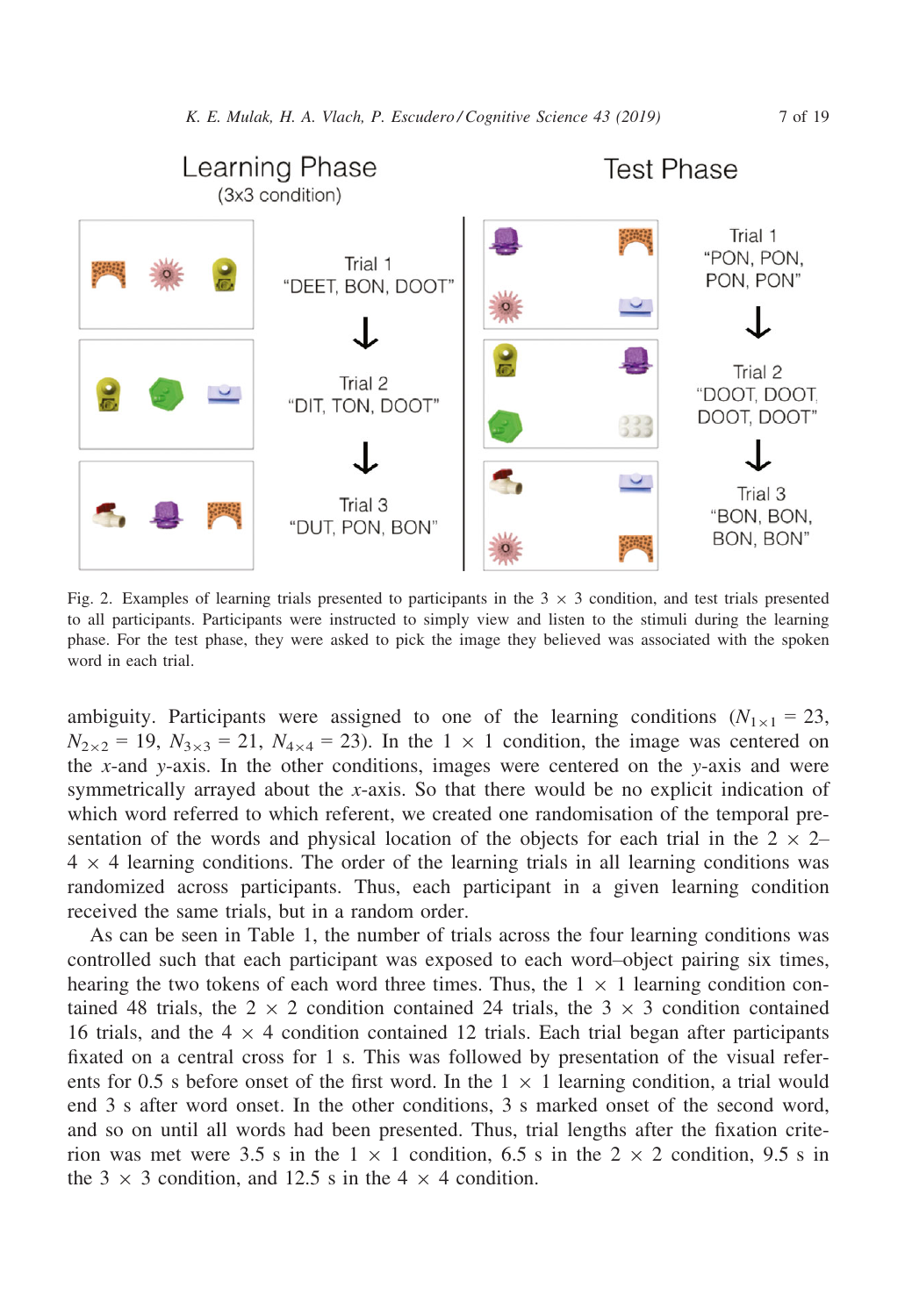Learning Phase
(3x3 condition)

Trial 1
"DEET, BON, DOOT"

Trial 2
"DIT, TON, DOOT"

Trial 3
"DUT, PON, BON"

Test Phase

Trial 1
"PON, PON, PON, PON"

Trial 2
"DOOT, DOOT, DOOT, DOOT"

Trial 3
"BON, BON, BON, BON"

Fig. 2. Examples of learning trials presented to participants in the 3 × 3 condition, and test trials presented to all participants. Participants were instructed to simply view and listen to the stimuli during the learning phase. For the test phase, they were asked to pick the image they believed was associated with the spoken word in each trial.

ambiguity. Participants were assigned to one of the learning conditions ($N_{1 \times 1} = 23$, $N_{2 \times 2} = 19$, $N_{3 \times 3} = 21$, $N_{4 \times 4} = 23$). In the 1 × 1 condition, the image was centered on the $x$-and $y$-axis. In the other conditions, images were centered on the $y$-axis and were symmetrically arrayed about the $x$-axis. So that there would be no explicit indication of which word referred to which referent, we created one randomisation of the temporal presentation of the words and physical location of the objects for each trial in the 2 × 2–4 × 4 learning conditions. The order of the learning trials in all learning conditions was randomized across participants. Thus, each participant in a given learning condition received the same trials, but in a random order.

As can be seen in Table 1, the number of trials across the four learning conditions was controlled such that each participant was exposed to each word–object pairing six times, hearing the two tokens of each word three times. Thus, the 1 × 1 learning condition contained 48 trials, the 2 × 2 condition contained 24 trials, the 3 × 3 condition contained 16 trials, and the 4 × 4 condition contained 12 trials. Each trial began after participants fixated on a central cross for 1 s. This was followed by presentation of the visual referents for 0.5 s before onset of the first word. In the 1 × 1 learning condition, a trial would end 3 s after word onset. In the other conditions, 3 s marked onset of the second word, and so on until all words had been presented. Thus, trial lengths after the fixation criterion was met were 3.5 s in the 1 × 1 condition, 6.5 s in the 2 × 2 condition, 9.5 s in the 3 × 3 condition, and 12.5 s in the 4 × 4 condition.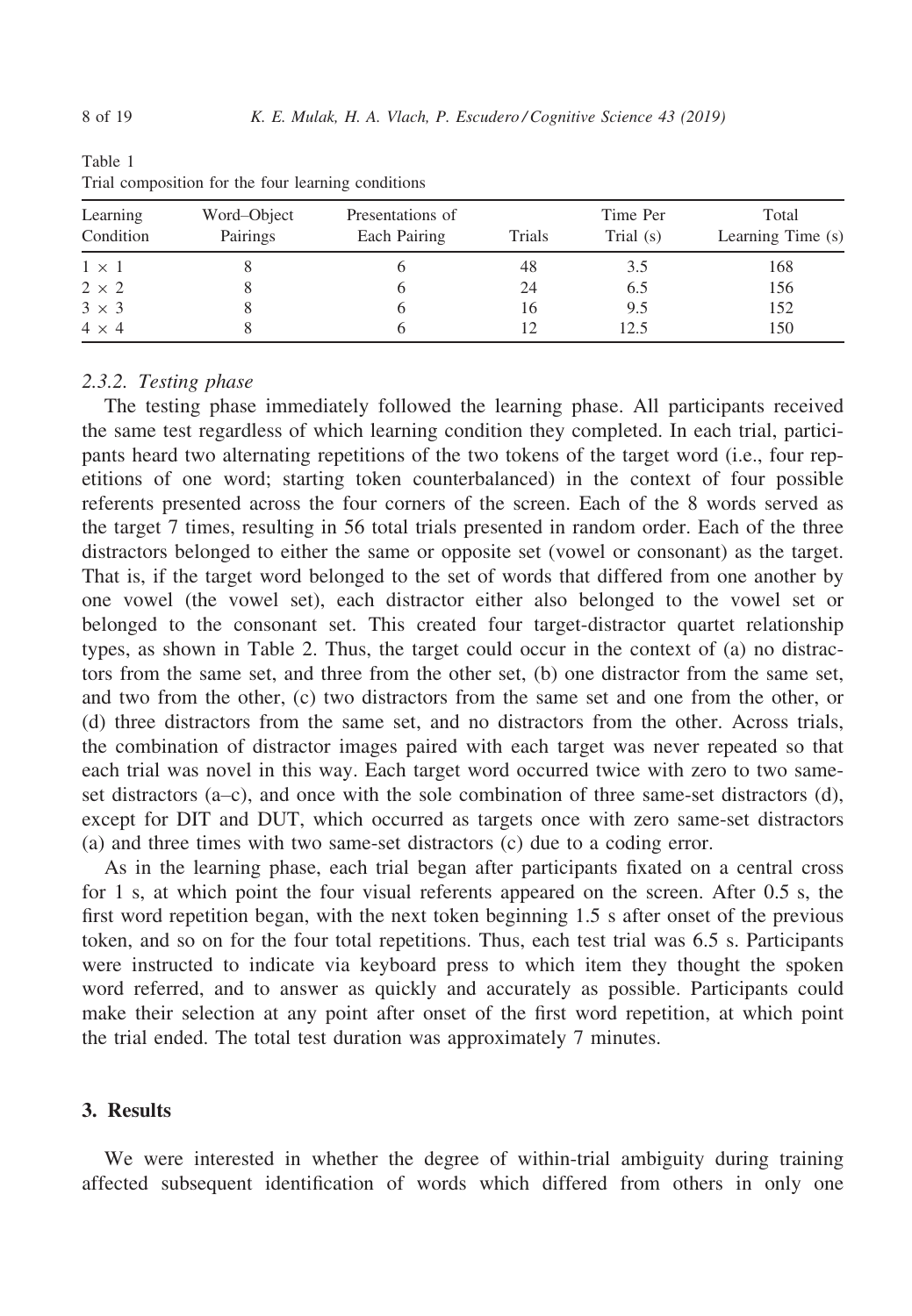Table 1
Trial composition for the four learning conditions

| Learning Condition | Word–Object Pairings | Presentations of Each Pairing | Trials | Time Per Trial (s) | Total Learning Time (s) |
|---|---|---|---|---|---|
| 1 × 1 | 8 | 6 | 48 | 3.5 | 168 |
| 2 × 2 | 8 | 6 | 24 | 6.5 | 156 |
| 3 × 3 | 8 | 6 | 16 | 9.5 | 152 |
| 4 × 4 | 8 | 6 | 12 | 12.5 | 150 |

#### 2.3.2. Testing phase

The testing phase immediately followed the learning phase. All participants received the same test regardless of which learning condition they completed. In each trial, participants heard two alternating repetitions of the two tokens of the target word (i.e., four repetitions of one word; starting token counterbalanced) in the context of four possible referents presented across the four corners of the screen. Each of the 8 words served as the target 7 times, resulting in 56 total trials presented in random order. Each of the three distractors belonged to either the same or opposite set (vowel or consonant) as the target. That is, if the target word belonged to the set of words that differed from one another by one vowel (the vowel set), each distractor either also belonged to the vowel set or belonged to the consonant set. This created four target-distractor quartet relationship types, as shown in Table 2. Thus, the target could occur in the context of (a) no distractors from the same set, and three from the other set, (b) one distractor from the same set, and two from the other, (c) two distractors from the same set and one from the other, or (d) three distractors from the same set, and no distractors from the other. Across trials, the combination of distractor images paired with each target was never repeated so that each trial was novel in this way. Each target word occurred twice with zero to two same-set distractors (a–c), and once with the sole combination of three same-set distractors (d), except for DIT and DUT, which occurred as targets once with zero same-set distractors (a) and three times with two same-set distractors (c) due to a coding error.

As in the learning phase, each trial began after participants fixated on a central cross for 1 s, at which point the four visual referents appeared on the screen. After 0.5 s, the first word repetition began, with the next token beginning 1.5 s after onset of the previous token, and so on for the four total repetitions. Thus, each test trial was 6.5 s. Participants were instructed to indicate via keyboard press to which item they thought the spoken word referred, and to answer as quickly and accurately as possible. Participants could make their selection at any point after onset of the first word repetition, at which point the trial ended. The total test duration was approximately 7 minutes.

## 3. Results

We were interested in whether the degree of within-trial ambiguity during training affected subsequent identification of words which differed from others in only one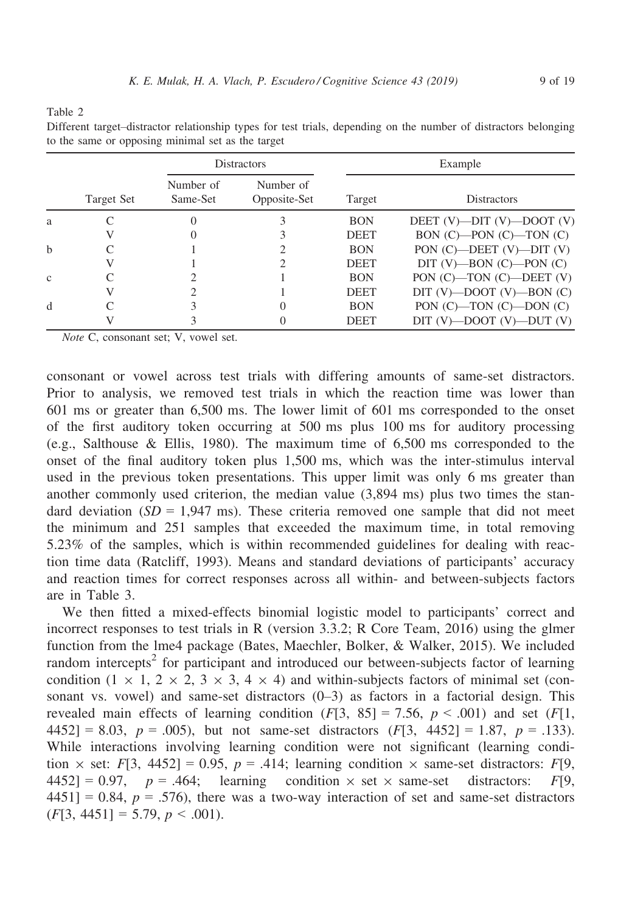Table 2

Different target–distractor relationship types for test trials, depending on the number of distractors belonging to the same or opposing minimal set as the target

| | Target Set | Distractors | | Example | |
|---|---|---|---|---|---|
| | | Number of Same-Set | Number of Opposite-Set | Target | Distractors |
| a | C | 0 | 3 | BON | DEET (V)—DIT (V)—DOOT (V) |
| | V | 0 | 3 | DEET | BON (C)—PON (C)—TON (C) |
| b | C | 1 | 2 | BON | PON (C)—DEET (V)—DIT (V) |
| | V | 1 | 2 | DEET | DIT (V)—BON (C)—PON (C) |
| c | C | 2 | 1 | BON | PON (C)—TON (C)—DEET (V) |
| | V | 2 | 1 | DEET | DIT (V)—DOOT (V)—BON (C) |
| d | C | 3 | 0 | BON | PON (C)—TON (C)—DON (C) |
| | V | 3 | 0 | DEET | DIT (V)—DOOT (V)—DUT (V) |

*Note* C, consonant set; V, vowel set.

consonant or vowel across test trials with differing amounts of same-set distractors. Prior to analysis, we removed test trials in which the reaction time was lower than 601 ms or greater than 6,500 ms. The lower limit of 601 ms corresponded to the onset of the first auditory token occurring at 500 ms plus 100 ms for auditory processing (e.g., Salthouse & Ellis, 1980). The maximum time of 6,500 ms corresponded to the onset of the final auditory token plus 1,500 ms, which was the inter-stimulus interval used in the previous token presentations. This upper limit was only 6 ms greater than another commonly used criterion, the median value (3,894 ms) plus two times the standard deviation ($SD$ = 1,947 ms). These criteria removed one sample that did not meet the minimum and 251 samples that exceeded the maximum time, in total removing 5.23% of the samples, which is within recommended guidelines for dealing with reaction time data (Ratcliff, 1993). Means and standard deviations of participants' accuracy and reaction times for correct responses across all within- and between-subjects factors are in Table 3.

We then fitted a mixed-effects binomial logistic model to participants' correct and incorrect responses to test trials in R (version 3.3.2; R Core Team, 2016) using the glmer function from the lme4 package (Bates, Maechler, Bolker, & Walker, 2015). We included random intercepts[2] for participant and introduced our between-subjects factor of learning condition ($1 \times 1$, $2 \times 2$, $3 \times 3$, $4 \times 4$) and within-subjects factors of minimal set (consonant vs. vowel) and same-set distractors (0–3) as factors in a factorial design. This revealed main effects of learning condition ($F[3, 85] = 7.56$, $p < .001$) and set ($F[1, 4452] = 8.03$, $p = .005$), but not same-set distractors ($F[3, 4452] = 1.87$, $p = .133$). While interactions involving learning condition were not significant (learning condition $\times$ set: $F[3, 4452] = 0.95$, $p = .414$; learning condition $\times$ same-set distractors: $F[9, 4452] = 0.97$, $p = .464$; learning condition $\times$ set $\times$ same-set distractors: $F[9, 4451] = 0.84$, $p = .576$), there was a two-way interaction of set and same-set distractors ($F[3, 4451] = 5.79$, $p < .001$).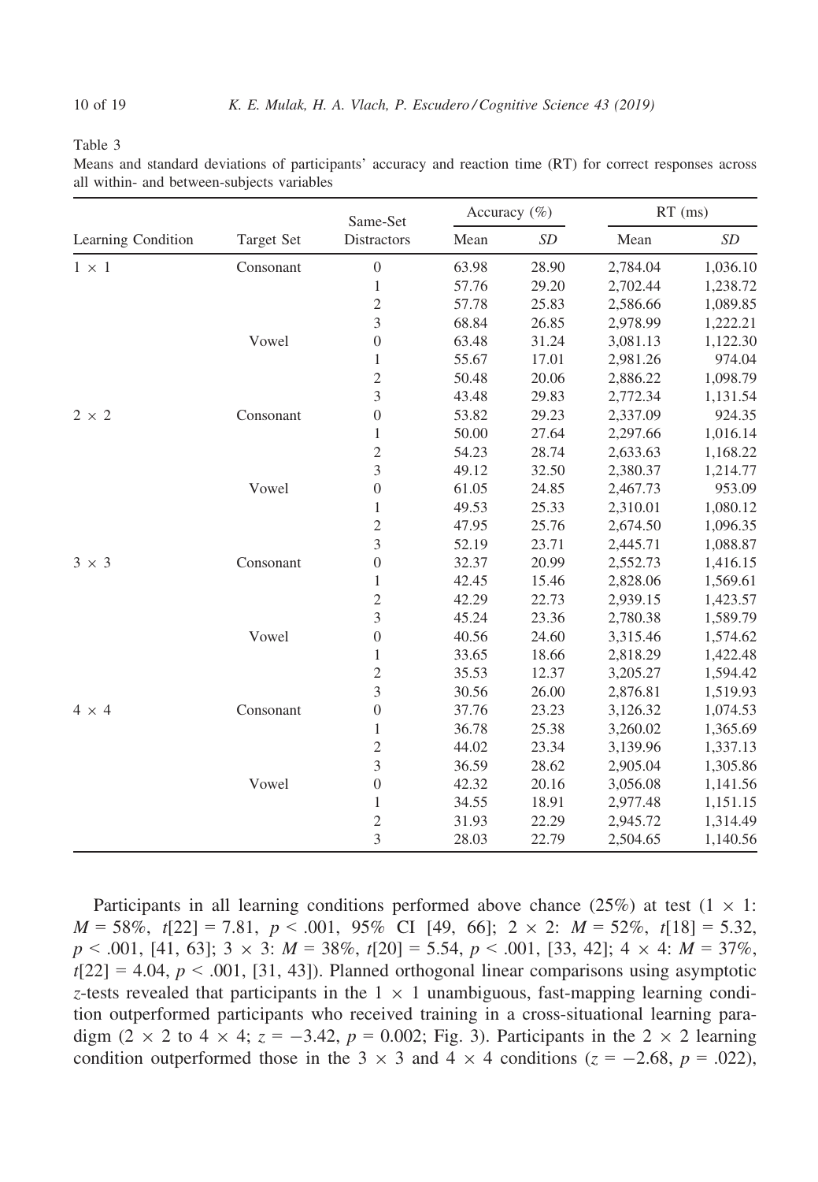Table 3

Means and standard deviations of participants' accuracy and reaction time (RT) for correct responses across all within- and between-subjects variables

| Learning Condition | Target Set | Same-Set Distractors | Accuracy (%) | | RT (ms) | |
|---|---|---|---|---|---|---|
| | | | Mean | *SD* | Mean | *SD* |
| 1 × 1 | Consonant | 0 | 63.98 | 28.90 | 2,784.04 | 1,036.10 |
| | | 1 | 57.76 | 29.20 | 2,702.44 | 1,238.72 |
| | | 2 | 57.78 | 25.83 | 2,586.66 | 1,089.85 |
| | | 3 | 68.84 | 26.85 | 2,978.99 | 1,222.21 |
| | Vowel | 0 | 63.48 | 31.24 | 3,081.13 | 1,122.30 |
| | | 1 | 55.67 | 17.01 | 2,981.26 | 974.04 |
| | | 2 | 50.48 | 20.06 | 2,886.22 | 1,098.79 |
| | | 3 | 43.48 | 29.83 | 2,772.34 | 1,131.54 |
| 2 × 2 | Consonant | 0 | 53.82 | 29.23 | 2,337.09 | 924.35 |
| | | 1 | 50.00 | 27.64 | 2,297.66 | 1,016.14 |
| | | 2 | 54.23 | 28.74 | 2,633.63 | 1,168.22 |
| | | 3 | 49.12 | 32.50 | 2,380.37 | 1,214.77 |
| | Vowel | 0 | 61.05 | 24.85 | 2,467.73 | 953.09 |
| | | 1 | 49.53 | 25.33 | 2,310.01 | 1,080.12 |
| | | 2 | 47.95 | 25.76 | 2,674.50 | 1,096.35 |
| | | 3 | 52.19 | 23.71 | 2,445.71 | 1,088.87 |
| 3 × 3 | Consonant | 0 | 32.37 | 20.99 | 2,552.73 | 1,416.15 |
| | | 1 | 42.45 | 15.46 | 2,828.06 | 1,569.61 |
| | | 2 | 42.29 | 22.73 | 2,939.15 | 1,423.57 |
| | | 3 | 45.24 | 23.36 | 2,780.38 | 1,589.79 |
| | Vowel | 0 | 40.56 | 24.60 | 3,315.46 | 1,574.62 |
| | | 1 | 33.65 | 18.66 | 2,818.29 | 1,422.48 |
| | | 2 | 35.53 | 12.37 | 3,205.27 | 1,594.42 |
| | | 3 | 30.56 | 26.00 | 2,876.81 | 1,519.93 |
| 4 × 4 | Consonant | 0 | 37.76 | 23.23 | 3,126.32 | 1,074.53 |
| | | 1 | 36.78 | 25.38 | 3,260.02 | 1,365.69 |
| | | 2 | 44.02 | 23.34 | 3,139.96 | 1,337.13 |
| | | 3 | 36.59 | 28.62 | 2,905.04 | 1,305.86 |
| | Vowel | 0 | 42.32 | 20.16 | 3,056.08 | 1,141.56 |
| | | 1 | 34.55 | 18.91 | 2,977.48 | 1,151.15 |
| | | 2 | 31.93 | 22.29 | 2,945.72 | 1,314.49 |
| | | 3 | 28.03 | 22.79 | 2,504.65 | 1,140.56 |

Participants in all learning conditions performed above chance (25%) at test (1 × 1: $M = 58\%$, $t[22] = 7.81$, $p < .001$, 95% CI [49, 66]; 2 × 2: $M = 52\%$, $t[18] = 5.32$, $p < .001$, [41, 63]; 3 × 3: $M = 38\%$, $t[20] = 5.54$, $p < .001$, [33, 42]; 4 × 4: $M = 37\%$, $t[22] = 4.04$, $p < .001$, [31, 43]). Planned orthogonal linear comparisons using asymptotic $z$-tests revealed that participants in the 1 × 1 unambiguous, fast-mapping learning condition outperformed participants who received training in a cross-situational learning paradigm (2 × 2 to 4 × 4; $z = -3.42$, $p = 0.002$; Fig. 3). Participants in the 2 × 2 learning condition outperformed those in the 3 × 3 and 4 × 4 conditions ($z = -2.68$, $p = .022$),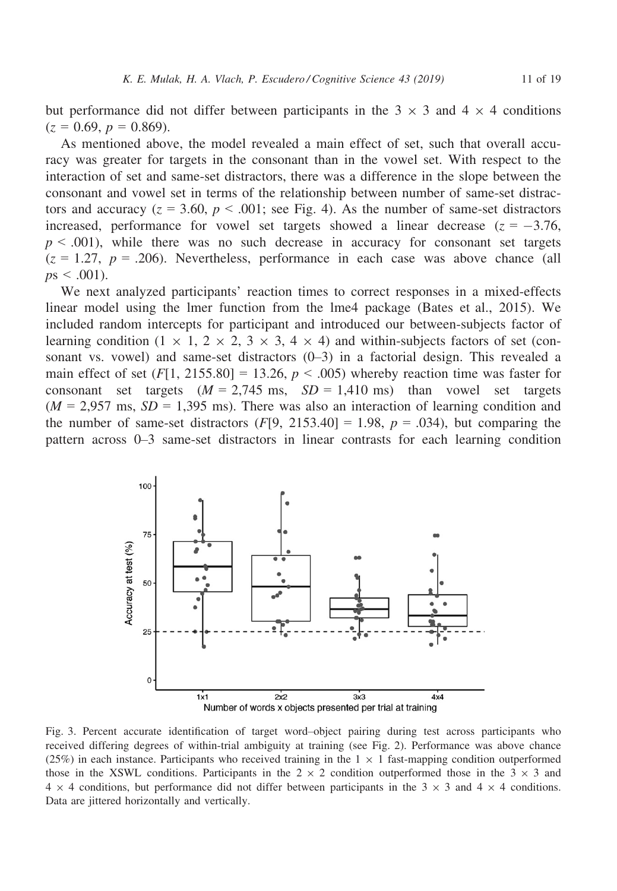but performance did not differ between participants in the 3 × 3 and 4 × 4 conditions ($z = 0.69$, $p = 0.869$).

As mentioned above, the model revealed a main effect of set, such that overall accuracy was greater for targets in the consonant than in the vowel set. With respect to the interaction of set and same-set distractors, there was a difference in the slope between the consonant and vowel set in terms of the relationship between number of same-set distractors and accuracy ($z = 3.60$, $p < .001$; see Fig. 4). As the number of same-set distractors increased, performance for vowel set targets showed a linear decrease ($z = -3.76$, $p < .001$), while there was no such decrease in accuracy for consonant set targets ($z = 1.27$, $p = .206$). Nevertheless, performance in each case was above chance (all $ps < .001$).

We next analyzed participants' reaction times to correct responses in a mixed-effects linear model using the lmer function from the lme4 package (Bates et al., 2015). We included random intercepts for participant and introduced our between-subjects factor of learning condition (1 × 1, 2 × 2, 3 × 3, 4 × 4) and within-subjects factors of set (consonant vs. vowel) and same-set distractors (0–3) in a factorial design. This revealed a main effect of set ($F[1, 2155.80] = 13.26$, $p < .005$) whereby reaction time was faster for consonant set targets ($M$ = 2,745 ms, $SD$ = 1,410 ms) than vowel set targets ($M$ = 2,957 ms, $SD$ = 1,395 ms). There was also an interaction of learning condition and the number of same-set distractors ($F[9, 2153.40] = 1.98$, $p = .034$), but comparing the pattern across 0–3 same-set distractors in linear contrasts for each learning condition

Fig. 3. Percent accurate identification of target word–object pairing during test across participants who received differing degrees of within-trial ambiguity at training (see Fig. 2). Performance was above chance (25%) in each instance. Participants who received training in the 1 × 1 fast-mapping condition outperformed those in the XSWL conditions. Participants in the 2 × 2 condition outperformed those in the 3 × 3 and 4 × 4 conditions, but performance did not differ between participants in the 3 × 3 and 4 × 4 conditions. Data are jittered horizontally and vertically.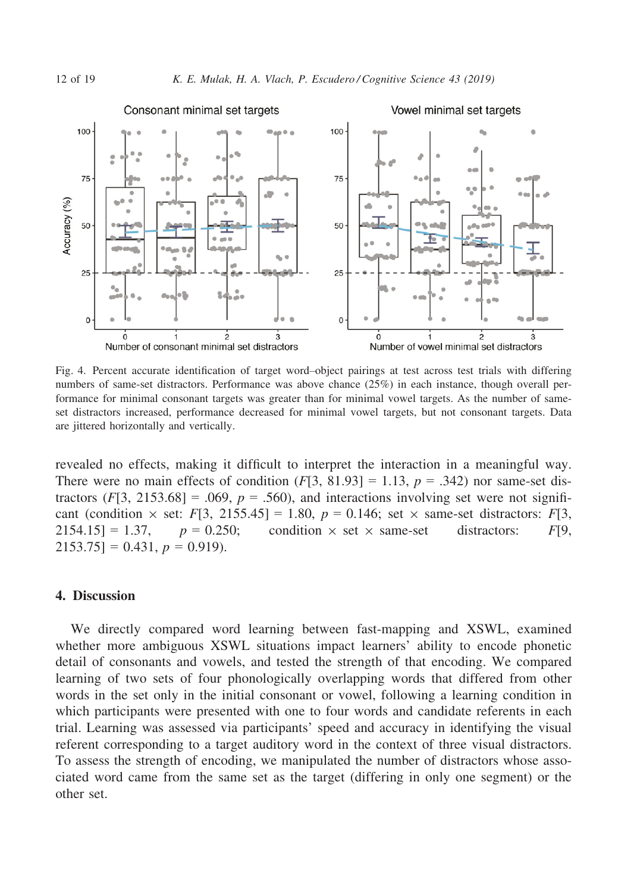Fig. 4. Percent accurate identification of target word–object pairings at test across test trials with differing numbers of same-set distractors. Performance was above chance (25%) in each instance, though overall performance for minimal consonant targets was greater than for minimal vowel targets. As the number of same-set distractors increased, performance decreased for minimal vowel targets, but not consonant targets. Data are jittered horizontally and vertically.

revealed no effects, making it difficult to interpret the interaction in a meaningful way. There were no main effects of condition ($F[3, 81.93] = 1.13$, $p = .342$) nor same-set distractors ($F[3, 2153.68] = .069$, $p = .560$), and interactions involving set were not significant (condition × set: $F[3, 2155.45] = 1.80$, $p = 0.146$; set × same-set distractors: $F[3, 2154.15] = 1.37$, $p = 0.250$; condition × set × same-set distractors: $F[9, 2153.75] = 0.431$, $p = 0.919$).

## 4. Discussion

We directly compared word learning between fast-mapping and XSWL, examined whether more ambiguous XSWL situations impact learners' ability to encode phonetic detail of consonants and vowels, and tested the strength of that encoding. We compared learning of two sets of four phonologically overlapping words that differed from other words in the set only in the initial consonant or vowel, following a learning condition in which participants were presented with one to four words and candidate referents in each trial. Learning was assessed via participants' speed and accuracy in identifying the visual referent corresponding to a target auditory word in the context of three visual distractors. To assess the strength of encoding, we manipulated the number of distractors whose associated word came from the same set as the target (differing in only one segment) or the other set.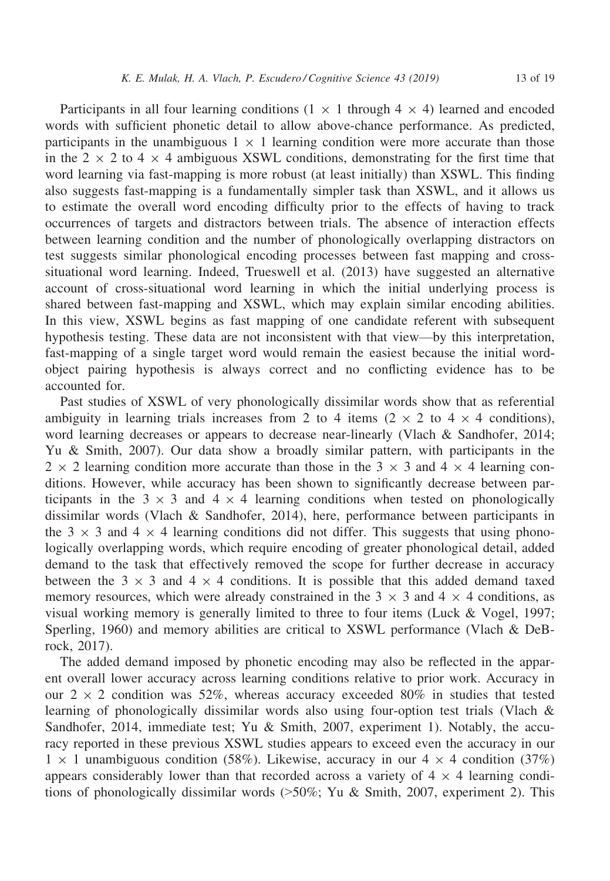Participants in all four learning conditions ($1 \times 1$ through $4 \times 4$) learned and encoded words with sufficient phonetic detail to allow above-chance performance. As predicted, participants in the unambiguous $1 \times 1$ learning condition were more accurate than those in the $2 \times 2$ to $4 \times 4$ ambiguous XSWL conditions, demonstrating for the first time that word learning via fast-mapping is more robust (at least initially) than XSWL. This finding also suggests fast-mapping is a fundamentally simpler task than XSWL, and it allows us to estimate the overall word encoding difficulty prior to the effects of having to track occurrences of targets and distractors between trials. The absence of interaction effects between learning condition and the number of phonologically overlapping distractors on test suggests similar phonological encoding processes between fast mapping and cross-situational word learning. Indeed, Trueswell et al. (2013) have suggested an alternative account of cross-situational word learning in which the initial underlying process is shared between fast-mapping and XSWL, which may explain similar encoding abilities. In this view, XSWL begins as fast mapping of one candidate referent with subsequent hypothesis testing. These data are not inconsistent with that view—by this interpretation, fast-mapping of a single target word would remain the easiest because the initial word-object pairing hypothesis is always correct and no conflicting evidence has to be accounted for.

Past studies of XSWL of very phonologically dissimilar words show that as referential ambiguity in learning trials increases from 2 to 4 items ($2 \times 2$ to $4 \times 4$ conditions), word learning decreases or appears to decrease near-linearly (Vlach & Sandhofer, 2014; Yu & Smith, 2007). Our data show a broadly similar pattern, with participants in the $2 \times 2$ learning condition more accurate than those in the $3 \times 3$ and $4 \times 4$ learning conditions. However, while accuracy has been shown to significantly decrease between participants in the $3 \times 3$ and $4 \times 4$ learning conditions when tested on phonologically dissimilar words (Vlach & Sandhofer, 2014), here, performance between participants in the $3 \times 3$ and $4 \times 4$ learning conditions did not differ. This suggests that using phonologically overlapping words, which require encoding of greater phonological detail, added demand to the task that effectively removed the scope for further decrease in accuracy between the $3 \times 3$ and $4 \times 4$ conditions. It is possible that this added demand taxed memory resources, which were already constrained in the $3 \times 3$ and $4 \times 4$ conditions, as visual working memory is generally limited to three to four items (Luck & Vogel, 1997; Sperling, 1960) and memory abilities are critical to XSWL performance (Vlach & DeBrock, 2017).

The added demand imposed by phonetic encoding may also be reflected in the apparent overall lower accuracy across learning conditions relative to prior work. Accuracy in our $2 \times 2$ condition was 52%, whereas accuracy exceeded 80% in studies that tested learning of phonologically dissimilar words also using four-option test trials (Vlach & Sandhofer, 2014, immediate test; Yu & Smith, 2007, experiment 1). Notably, the accuracy reported in these previous XSWL studies appears to exceed even the accuracy in our $1 \times 1$ unambiguous condition (58%). Likewise, accuracy in our $4 \times 4$ condition (37%) appears considerably lower than that recorded across a variety of $4 \times 4$ learning conditions of phonologically dissimilar words (>50%; Yu & Smith, 2007, experiment 2). This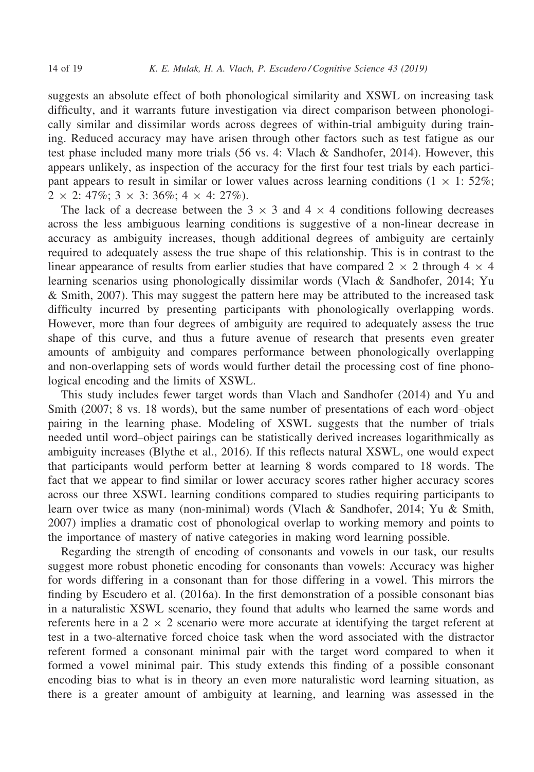suggests an absolute effect of both phonological similarity and XSWL on increasing task difficulty, and it warrants future investigation via direct comparison between phonologically similar and dissimilar words across degrees of within-trial ambiguity during training. Reduced accuracy may have arisen through other factors such as test fatigue as our test phase included many more trials (56 vs. 4: Vlach & Sandhofer, 2014). However, this appears unlikely, as inspection of the accuracy for the first four test trials by each participant appears to result in similar or lower values across learning conditions ($1 \times 1$: 52%; $2 \times 2$: 47%; $3 \times 3$: 36%; $4 \times 4$: 27%).

The lack of a decrease between the $3 \times 3$ and $4 \times 4$ conditions following decreases across the less ambiguous learning conditions is suggestive of a non-linear decrease in accuracy as ambiguity increases, though additional degrees of ambiguity are certainly required to adequately assess the true shape of this relationship. This is in contrast to the linear appearance of results from earlier studies that have compared $2 \times 2$ through $4 \times 4$ learning scenarios using phonologically dissimilar words (Vlach & Sandhofer, 2014; Yu & Smith, 2007). This may suggest the pattern here may be attributed to the increased task difficulty incurred by presenting participants with phonologically overlapping words. However, more than four degrees of ambiguity are required to adequately assess the true shape of this curve, and thus a future avenue of research that presents even greater amounts of ambiguity and compares performance between phonologically overlapping and non-overlapping sets of words would further detail the processing cost of fine phonological encoding and the limits of XSWL.

This study includes fewer target words than Vlach and Sandhofer (2014) and Yu and Smith (2007; 8 vs. 18 words), but the same number of presentations of each word–object pairing in the learning phase. Modeling of XSWL suggests that the number of trials needed until word–object pairings can be statistically derived increases logarithmically as ambiguity increases (Blythe et al., 2016). If this reflects natural XSWL, one would expect that participants would perform better at learning 8 words compared to 18 words. The fact that we appear to find similar or lower accuracy scores rather higher accuracy scores across our three XSWL learning conditions compared to studies requiring participants to learn over twice as many (non-minimal) words (Vlach & Sandhofer, 2014; Yu & Smith, 2007) implies a dramatic cost of phonological overlap to working memory and points to the importance of mastery of native categories in making word learning possible.

Regarding the strength of encoding of consonants and vowels in our task, our results suggest more robust phonetic encoding for consonants than vowels: Accuracy was higher for words differing in a consonant than for those differing in a vowel. This mirrors the finding by Escudero et al. (2016a). In the first demonstration of a possible consonant bias in a naturalistic XSWL scenario, they found that adults who learned the same words and referents here in a $2 \times 2$ scenario were more accurate at identifying the target referent at test in a two-alternative forced choice task when the word associated with the distractor referent formed a consonant minimal pair with the target word compared to when it formed a vowel minimal pair. This study extends this finding of a possible consonant encoding bias to what is in theory an even more naturalistic word learning situation, as there is a greater amount of ambiguity at learning, and learning was assessed in the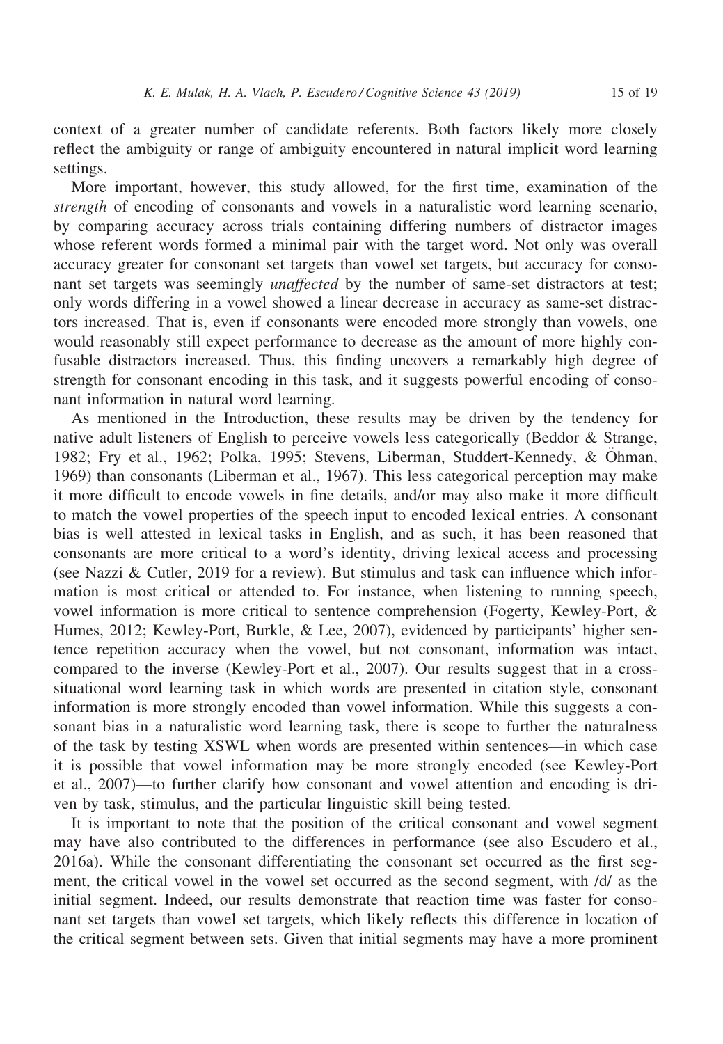context of a greater number of candidate referents. Both factors likely more closely reflect the ambiguity or range of ambiguity encountered in natural implicit word learning settings.

More important, however, this study allowed, for the first time, examination of the *strength* of encoding of consonants and vowels in a naturalistic word learning scenario, by comparing accuracy across trials containing differing numbers of distractor images whose referent words formed a minimal pair with the target word. Not only was overall accuracy greater for consonant set targets than vowel set targets, but accuracy for consonant set targets was seemingly *unaffected* by the number of same-set distractors at test; only words differing in a vowel showed a linear decrease in accuracy as same-set distractors increased. That is, even if consonants were encoded more strongly than vowels, one would reasonably still expect performance to decrease as the amount of more highly confusable distractors increased. Thus, this finding uncovers a remarkably high degree of strength for consonant encoding in this task, and it suggests powerful encoding of consonant information in natural word learning.

As mentioned in the Introduction, these results may be driven by the tendency for native adult listeners of English to perceive vowels less categorically (Beddor & Strange, 1982; Fry et al., 1962; Polka, 1995; Stevens, Liberman, Studdert-Kennedy, & Öhman, 1969) than consonants (Liberman et al., 1967). This less categorical perception may make it more difficult to encode vowels in fine details, and/or may also make it more difficult to match the vowel properties of the speech input to encoded lexical entries. A consonant bias is well attested in lexical tasks in English, and as such, it has been reasoned that consonants are more critical to a word's identity, driving lexical access and processing (see Nazzi & Cutler, 2019 for a review). But stimulus and task can influence which information is most critical or attended to. For instance, when listening to running speech, vowel information is more critical to sentence comprehension (Fogerty, Kewley-Port, & Humes, 2012; Kewley-Port, Burkle, & Lee, 2007), evidenced by participants' higher sentence repetition accuracy when the vowel, but not consonant, information was intact, compared to the inverse (Kewley-Port et al., 2007). Our results suggest that in a cross-situational word learning task in which words are presented in citation style, consonant information is more strongly encoded than vowel information. While this suggests a consonant bias in a naturalistic word learning task, there is scope to further the naturalness of the task by testing XSWL when words are presented within sentences—in which case it is possible that vowel information may be more strongly encoded (see Kewley-Port et al., 2007)—to further clarify how consonant and vowel attention and encoding is driven by task, stimulus, and the particular linguistic skill being tested.

It is important to note that the position of the critical consonant and vowel segment may have also contributed to the differences in performance (see also Escudero et al., 2016a). While the consonant differentiating the consonant set occurred as the first segment, the critical vowel in the vowel set occurred as the second segment, with /d/ as the initial segment. Indeed, our results demonstrate that reaction time was faster for consonant set targets than vowel set targets, which likely reflects this difference in location of the critical segment between sets. Given that initial segments may have a more prominent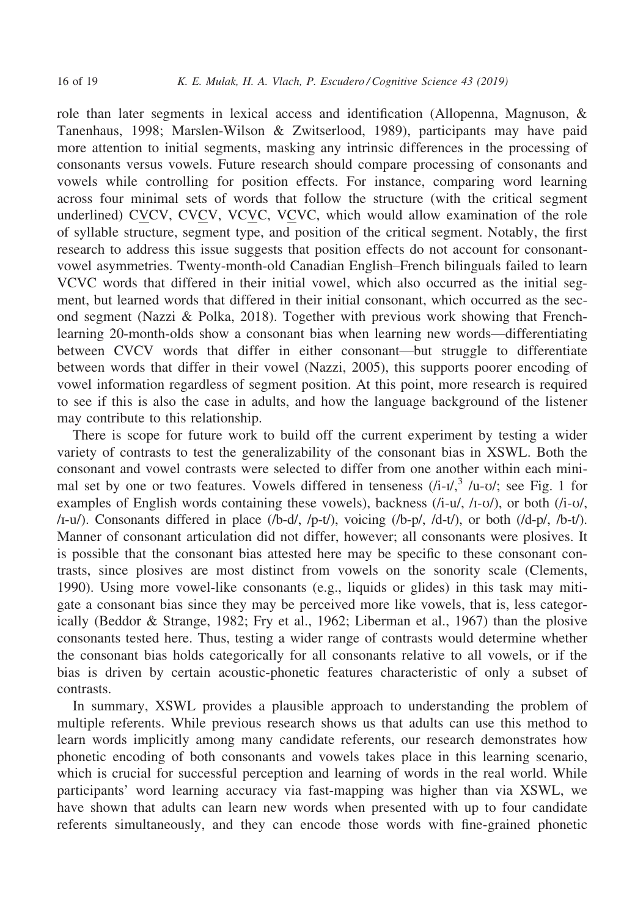role than later segments in lexical access and identification (Allopenna, Magnuson, & Tanenhaus, 1998; Marslen-Wilson & Zwitserlood, 1989), participants may have paid more attention to initial segments, masking any intrinsic differences in the processing of consonants versus vowels. Future research should compare processing of consonants and vowels while controlling for position effects. For instance, comparing word learning across four minimal sets of words that follow the structure (with the critical segment underlined) C<u>V</u>CV, CV<u>C</u>V, VC<u>V</u>C, V<u>C</u>VC, which would allow examination of the role of syllable structure, segment type, and position of the critical segment. Notably, the first research to address this issue suggests that position effects do not account for consonant-vowel asymmetries. Twenty-month-old Canadian English–French bilinguals failed to learn VCVC words that differed in their initial vowel, which also occurred as the initial segment, but learned words that differed in their initial consonant, which occurred as the second segment (Nazzi & Polka, 2018). Together with previous work showing that French-learning 20-month-olds show a consonant bias when learning new words—differentiating between CVCV words that differ in either consonant—but struggle to differentiate between words that differ in their vowel (Nazzi, 2005), this supports poorer encoding of vowel information regardless of segment position. At this point, more research is required to see if this is also the case in adults, and how the language background of the listener may contribute to this relationship.

There is scope for future work to build off the current experiment by testing a wider variety of contrasts to test the generalizability of the consonant bias in XSWL. Both the consonant and vowel contrasts were selected to differ from one another within each minimal set by one or two features. Vowels differed in tenseness (/i-ɪ/,[3] /u-ʊ/; see Fig. 1 for examples of English words containing these vowels), backness (/i-u/, /ɪ-ʊ/), or both (/i-ʊ/, /ɪ-u/). Consonants differed in place (/b-d/, /p-t/), voicing (/b-p/, /d-t/), or both (/d-p/, /b-t/). Manner of consonant articulation did not differ, however; all consonants were plosives. It is possible that the consonant bias attested here may be specific to these consonant contrasts, since plosives are most distinct from vowels on the sonority scale (Clements, 1990). Using more vowel-like consonants (e.g., liquids or glides) in this task may mitigate a consonant bias since they may be perceived more like vowels, that is, less categorically (Beddor & Strange, 1982; Fry et al., 1962; Liberman et al., 1967) than the plosive consonants tested here. Thus, testing a wider range of contrasts would determine whether the consonant bias holds categorically for all consonants relative to all vowels, or if the bias is driven by certain acoustic-phonetic features characteristic of only a subset of contrasts.

In summary, XSWL provides a plausible approach to understanding the problem of multiple referents. While previous research shows us that adults can use this method to learn words implicitly among many candidate referents, our research demonstrates how phonetic encoding of both consonants and vowels takes place in this learning scenario, which is crucial for successful perception and learning of words in the real world. While participants' word learning accuracy via fast-mapping was higher than via XSWL, we have shown that adults can learn new words when presented with up to four candidate referents simultaneously, and they can encode those words with fine-grained phonetic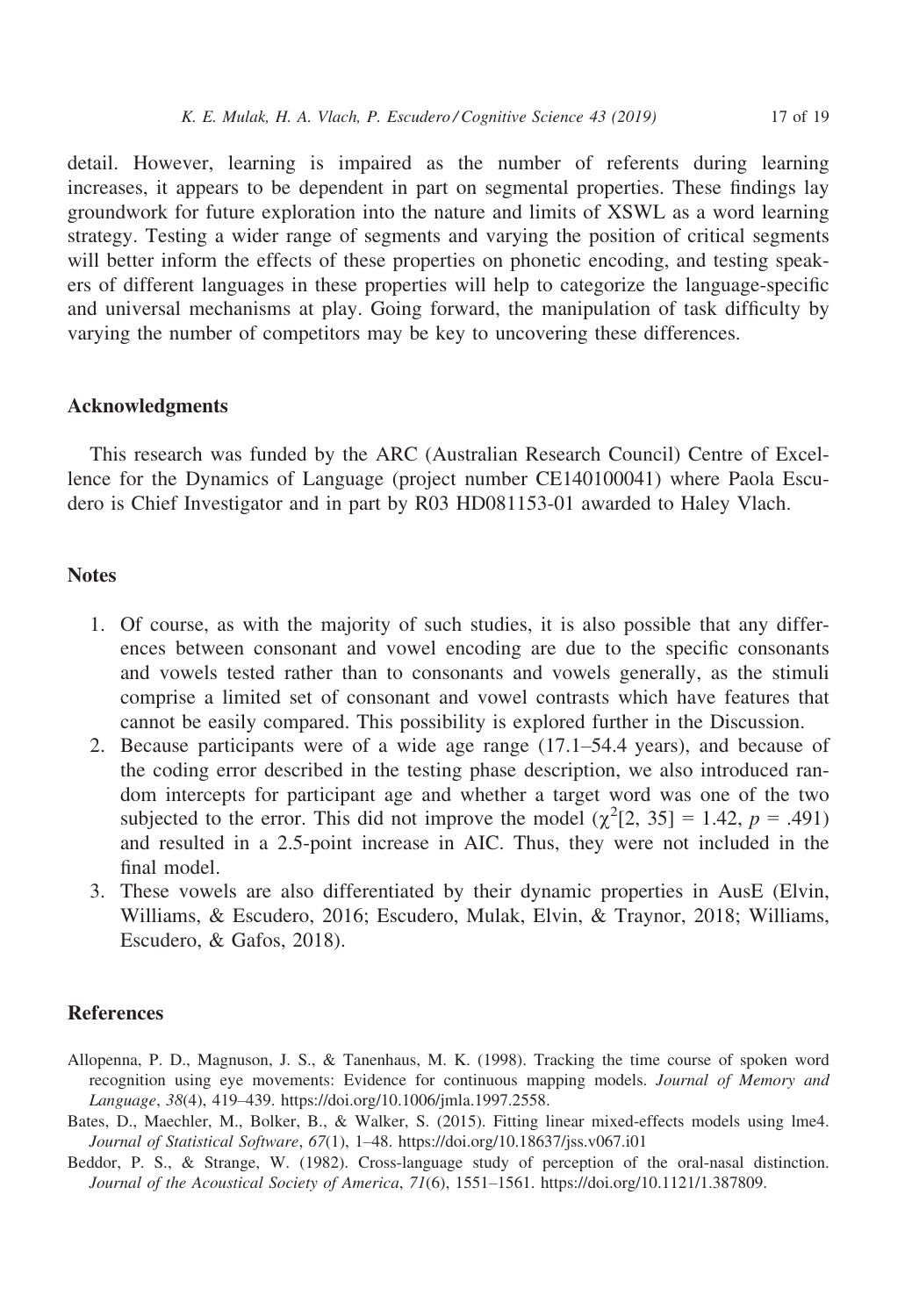detail. However, learning is impaired as the number of referents during learning increases, it appears to be dependent in part on segmental properties. These findings lay groundwork for future exploration into the nature and limits of XSWL as a word learning strategy. Testing a wider range of segments and varying the position of critical segments will better inform the effects of these properties on phonetic encoding, and testing speakers of different languages in these properties will help to categorize the language-specific and universal mechanisms at play. Going forward, the manipulation of task difficulty by varying the number of competitors may be key to uncovering these differences.

## Acknowledgments

This research was funded by the ARC (Australian Research Council) Centre of Excellence for the Dynamics of Language (project number CE140100041) where Paola Escudero is Chief Investigator and in part by R03 HD081153-01 awarded to Haley Vlach.

## Notes

1. Of course, as with the majority of such studies, it is also possible that any differences between consonant and vowel encoding are due to the specific consonants and vowels tested rather than to consonants and vowels generally, as the stimuli comprise a limited set of consonant and vowel contrasts which have features that cannot be easily compared. This possibility is explored further in the Discussion.
2. Because participants were of a wide age range (17.1–54.4 years), and because of the coding error described in the testing phase description, we also introduced random intercepts for participant age and whether a target word was one of the two subjected to the error. This did not improve the model ($\chi^2[2, 35] = 1.42$, $p = .491$) and resulted in a 2.5-point increase in AIC. Thus, they were not included in the final model.
3. These vowels are also differentiated by their dynamic properties in AusE (Elvin, Williams, & Escudero, 2016; Escudero, Mulak, Elvin, & Traynor, 2018; Williams, Escudero, & Gafos, 2018).

## References

Allopenna, P. D., Magnuson, J. S., & Tanenhaus, M. K. (1998). Tracking the time course of spoken word recognition using eye movements: Evidence for continuous mapping models. *Journal of Memory and Language*, *38*(4), 419–439. https://doi.org/10.1006/jmla.1997.2558.

Bates, D., Maechler, M., Bolker, B., & Walker, S. (2015). Fitting linear mixed-effects models using lme4. *Journal of Statistical Software*, *67*(1), 1–48. https://doi.org/10.18637/jss.v067.i01

Beddor, P. S., & Strange, W. (1982). Cross-language study of perception of the oral-nasal distinction. *Journal of the Acoustical Society of America*, *71*(6), 1551–1561. https://doi.org/10.1121/1.387809.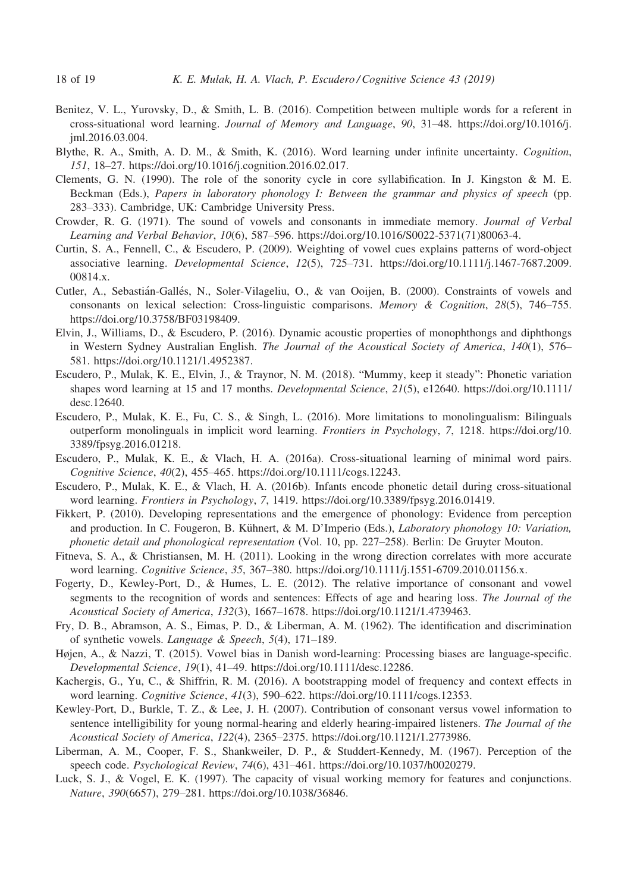Benitez, V. L., Yurovsky, D., & Smith, L. B. (2016). Competition between multiple words for a referent in cross-situational word learning. *Journal of Memory and Language*, *90*, 31–48. https://doi.org/10.1016/j.jml.2016.03.004.

Blythe, R. A., Smith, A. D. M., & Smith, K. (2016). Word learning under infinite uncertainty. *Cognition*, *151*, 18–27. https://doi.org/10.1016/j.cognition.2016.02.017.

Clements, G. N. (1990). The role of the sonority cycle in core syllabification. In J. Kingston & M. E. Beckman (Eds.), *Papers in laboratory phonology I: Between the grammar and physics of speech* (pp. 283–333). Cambridge, UK: Cambridge University Press.

Crowder, R. G. (1971). The sound of vowels and consonants in immediate memory. *Journal of Verbal Learning and Verbal Behavior*, *10*(6), 587–596. https://doi.org/10.1016/S0022-5371(71)80063-4.

Curtin, S. A., Fennell, C., & Escudero, P. (2009). Weighting of vowel cues explains patterns of word-object associative learning. *Developmental Science*, *12*(5), 725–731. https://doi.org/10.1111/j.1467-7687.2009.00814.x.

Cutler, A., Sebastián-Gallés, N., Soler-Vilageliu, O., & van Ooijen, B. (2000). Constraints of vowels and consonants on lexical selection: Cross-linguistic comparisons. *Memory & Cognition*, *28*(5), 746–755. https://doi.org/10.3758/BF03198409.

Elvin, J., Williams, D., & Escudero, P. (2016). Dynamic acoustic properties of monophthongs and diphthongs in Western Sydney Australian English. *The Journal of the Acoustical Society of America*, *140*(1), 576–581. https://doi.org/10.1121/1.4952387.

Escudero, P., Mulak, K. E., Elvin, J., & Traynor, N. M. (2018). "Mummy, keep it steady": Phonetic variation shapes word learning at 15 and 17 months. *Developmental Science*, *21*(5), e12640. https://doi.org/10.1111/desc.12640.

Escudero, P., Mulak, K. E., Fu, C. S., & Singh, L. (2016). More limitations to monolingualism: Bilinguals outperform monolinguals in implicit word learning. *Frontiers in Psychology*, *7*, 1218. https://doi.org/10.3389/fpsyg.2016.01218.

Escudero, P., Mulak, K. E., & Vlach, H. A. (2016a). Cross-situational learning of minimal word pairs. *Cognitive Science*, *40*(2), 455–465. https://doi.org/10.1111/cogs.12243.

Escudero, P., Mulak, K. E., & Vlach, H. A. (2016b). Infants encode phonetic detail during cross-situational word learning. *Frontiers in Psychology*, *7*, 1419. https://doi.org/10.3389/fpsyg.2016.01419.

Fikkert, P. (2010). Developing representations and the emergence of phonology: Evidence from perception and production. In C. Fougeron, B. Kühnert, & M. D'Imperio (Eds.), *Laboratory phonology 10: Variation, phonetic detail and phonological representation* (Vol. 10, pp. 227–258). Berlin: De Gruyter Mouton.

Fitneva, S. A., & Christiansen, M. H. (2011). Looking in the wrong direction correlates with more accurate word learning. *Cognitive Science*, *35*, 367–380. https://doi.org/10.1111/j.1551-6709.2010.01156.x.

Fogerty, D., Kewley-Port, D., & Humes, L. E. (2012). The relative importance of consonant and vowel segments to the recognition of words and sentences: Effects of age and hearing loss. *The Journal of the Acoustical Society of America*, *132*(3), 1667–1678. https://doi.org/10.1121/1.4739463.

Fry, D. B., Abramson, A. S., Eimas, P. D., & Liberman, A. M. (1962). The identification and discrimination of synthetic vowels. *Language & Speech*, *5*(4), 171–189.

Højen, A., & Nazzi, T. (2015). Vowel bias in Danish word-learning: Processing biases are language-specific. *Developmental Science*, *19*(1), 41–49. https://doi.org/10.1111/desc.12286.

Kachergis, G., Yu, C., & Shiffrin, R. M. (2016). A bootstrapping model of frequency and context effects in word learning. *Cognitive Science*, *41*(3), 590–622. https://doi.org/10.1111/cogs.12353.

Kewley-Port, D., Burkle, T. Z., & Lee, J. H. (2007). Contribution of consonant versus vowel information to sentence intelligibility for young normal-hearing and elderly hearing-impaired listeners. *The Journal of the Acoustical Society of America*, *122*(4), 2365–2375. https://doi.org/10.1121/1.2773986.

Liberman, A. M., Cooper, F. S., Shankweiler, D. P., & Studdert-Kennedy, M. (1967). Perception of the speech code. *Psychological Review*, *74*(6), 431–461. https://doi.org/10.1037/h0020279.

Luck, S. J., & Vogel, E. K. (1997). The capacity of visual working memory for features and conjunctions. *Nature*, *390*(6657), 279–281. https://doi.org/10.1038/36846.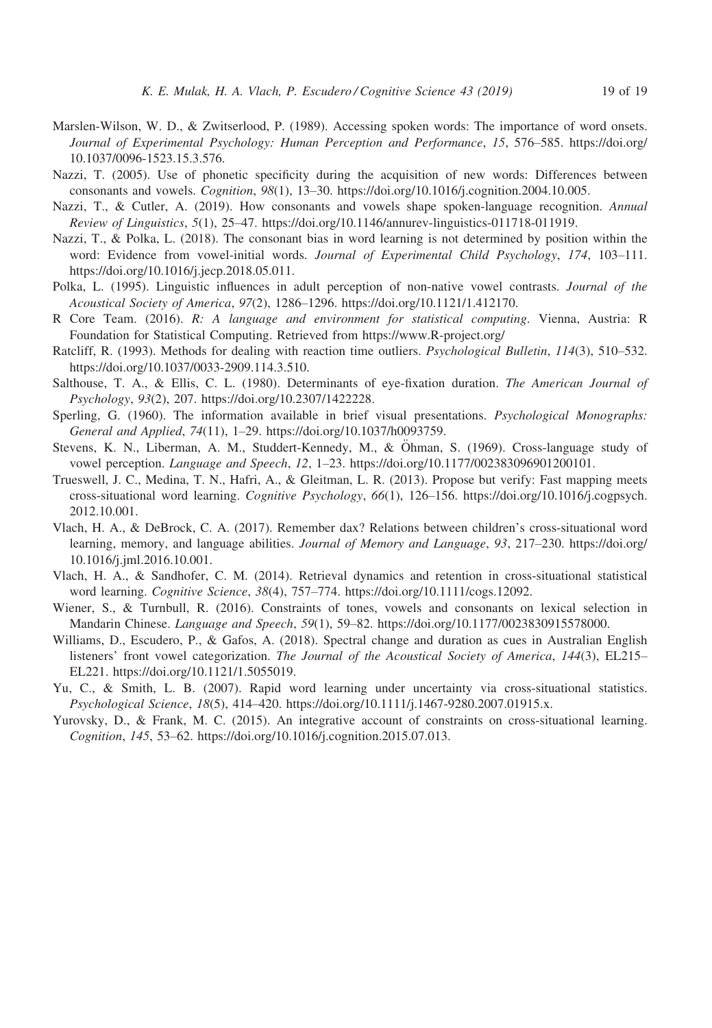Marslen-Wilson, W. D., & Zwitserlood, P. (1989). Accessing spoken words: The importance of word onsets. *Journal of Experimental Psychology: Human Perception and Performance*, *15*, 576–585. https://doi.org/10.1037/0096-1523.15.3.576.

Nazzi, T. (2005). Use of phonetic specificity during the acquisition of new words: Differences between consonants and vowels. *Cognition*, *98*(1), 13–30. https://doi.org/10.1016/j.cognition.2004.10.005.

Nazzi, T., & Cutler, A. (2019). How consonants and vowels shape spoken-language recognition. *Annual Review of Linguistics*, *5*(1), 25–47. https://doi.org/10.1146/annurev-linguistics-011718-011919.

Nazzi, T., & Polka, L. (2018). The consonant bias in word learning is not determined by position within the word: Evidence from vowel-initial words. *Journal of Experimental Child Psychology*, *174*, 103–111. https://doi.org/10.1016/j.jecp.2018.05.011.

Polka, L. (1995). Linguistic influences in adult perception of non-native vowel contrasts. *Journal of the Acoustical Society of America*, *97*(2), 1286–1296. https://doi.org/10.1121/1.412170.

R Core Team. (2016). *R: A language and environment for statistical computing*. Vienna, Austria: R Foundation for Statistical Computing. Retrieved from https://www.R-project.org/

Ratcliff, R. (1993). Methods for dealing with reaction time outliers. *Psychological Bulletin*, *114*(3), 510–532. https://doi.org/10.1037/0033-2909.114.3.510.

Salthouse, T. A., & Ellis, C. L. (1980). Determinants of eye-fixation duration. *The American Journal of Psychology*, *93*(2), 207. https://doi.org/10.2307/1422228.

Sperling, G. (1960). The information available in brief visual presentations. *Psychological Monographs: General and Applied*, *74*(11), 1–29. https://doi.org/10.1037/h0093759.

Stevens, K. N., Liberman, A. M., Studdert-Kennedy, M., & Öhman, S. (1969). Cross-language study of vowel perception. *Language and Speech*, *12*, 1–23. https://doi.org/10.1177/002383096901200101.

Trueswell, J. C., Medina, T. N., Hafri, A., & Gleitman, L. R. (2013). Propose but verify: Fast mapping meets cross-situational word learning. *Cognitive Psychology*, *66*(1), 126–156. https://doi.org/10.1016/j.cogpsych.2012.10.001.

Vlach, H. A., & DeBrock, C. A. (2017). Remember dax? Relations between children's cross-situational word learning, memory, and language abilities. *Journal of Memory and Language*, *93*, 217–230. https://doi.org/10.1016/j.jml.2016.10.001.

Vlach, H. A., & Sandhofer, C. M. (2014). Retrieval dynamics and retention in cross-situational statistical word learning. *Cognitive Science*, *38*(4), 757–774. https://doi.org/10.1111/cogs.12092.

Wiener, S., & Turnbull, R. (2016). Constraints of tones, vowels and consonants on lexical selection in Mandarin Chinese. *Language and Speech*, *59*(1), 59–82. https://doi.org/10.1177/0023830915578000.

Williams, D., Escudero, P., & Gafos, A. (2018). Spectral change and duration as cues in Australian English listeners' front vowel categorization. *The Journal of the Acoustical Society of America*, *144*(3), EL215–EL221. https://doi.org/10.1121/1.5055019.

Yu, C., & Smith, L. B. (2007). Rapid word learning under uncertainty via cross-situational statistics. *Psychological Science*, *18*(5), 414–420. https://doi.org/10.1111/j.1467-9280.2007.01915.x.

Yurovsky, D., & Frank, M. C. (2015). An integrative account of constraints on cross-situational learning. *Cognition*, *145*, 53–62. https://doi.org/10.1016/j.cognition.2015.07.013.